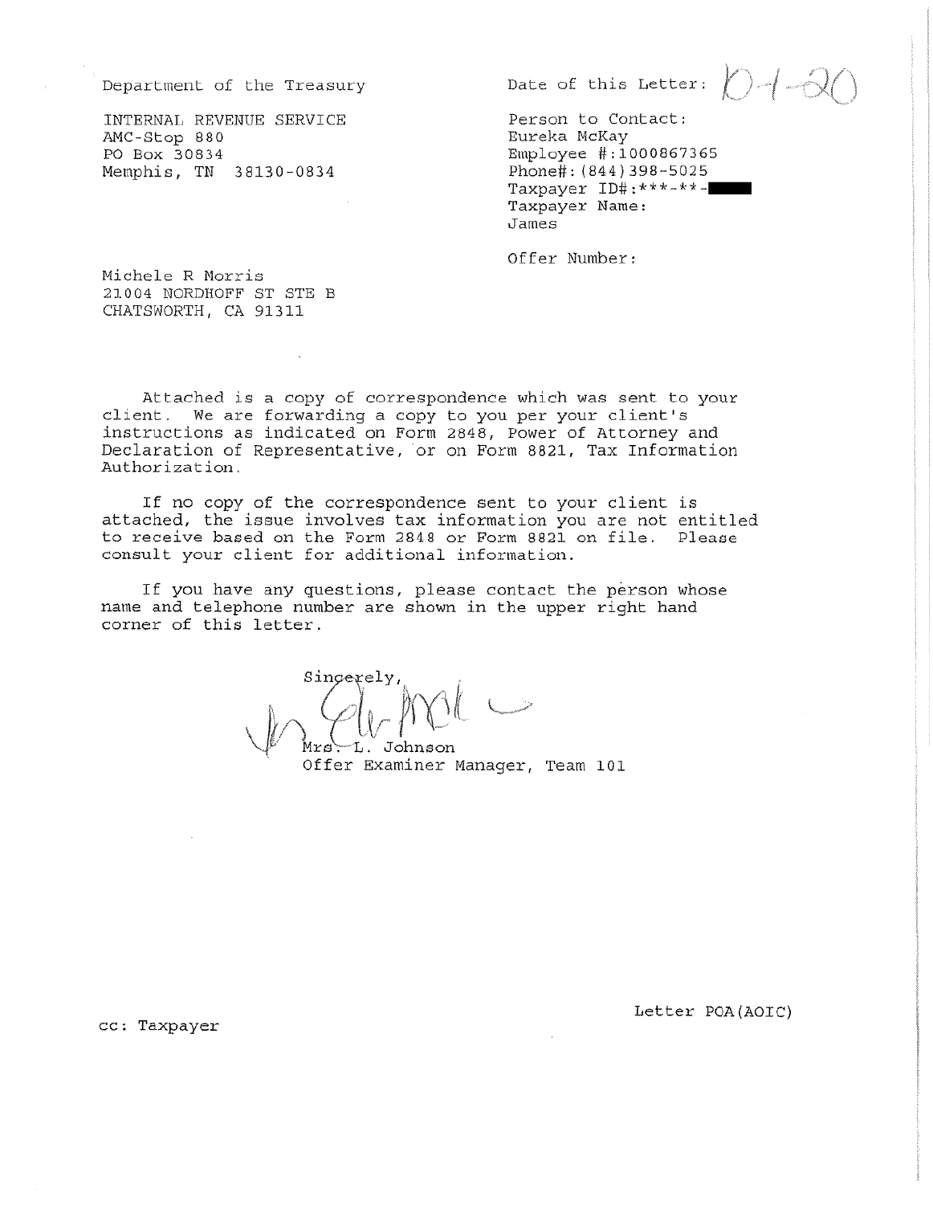Department of the Treasury

INTERNAL REVENUE SERVICE
AMC-Stop 880
PO Box 30834
Memphis, TN 38130-0834

Date of this Letter: 10-1-20

Person to Contact:
Eureka McKay
Employee #:1000867365
Phone#:(844)398-5025
Taxpayer ID#:***-**-
Taxpayer Name:
James

Offer Number:

Michele R Morris
21004 NORDHOFF ST STE B
CHATSWORTH, CA 91311

Attached is a copy of correspondence which was sent to your client. We are forwarding a copy to you per your client's instructions as indicated on Form 2848, Power of Attorney and Declaration of Representative, or on Form 8821, Tax Information Authorization.

If no copy of the correspondence sent to your client is attached, the issue involves tax information you are not entitled to receive based on the Form 2848 or Form 8821 on file. Please consult your client for additional information.

If you have any questions, please contact the person whose name and telephone number are shown in the upper right hand corner of this letter.

Sincerely,

Mrs. L. Johnson
Offer Examiner Manager, Team 101

cc: Taxpayer

Letter POA(AOIC)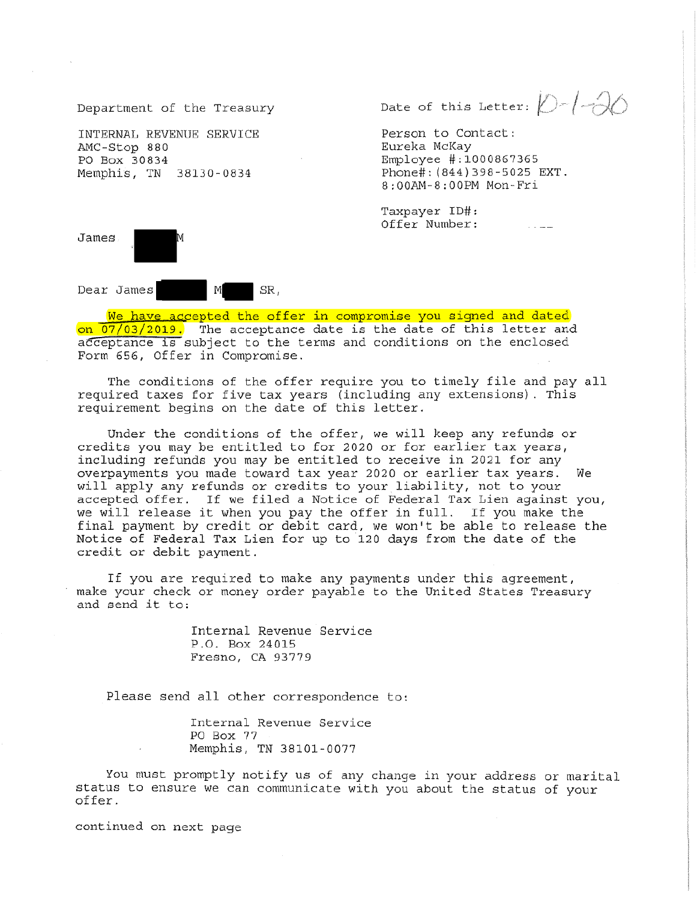Department of the Treasury

INTERNAL REVENUE SERVICE
AMC-Stop 880
PO Box 30834
Memphis, TN 38130-0834

Date of this Letter: 10-1-20

Person to Contact:
Eureka McKay
Employee #:1000867365
Phone#:(844)398-5025 EXT.
8:00AM-8:00PM Mon-Fri

Taxpayer ID#:
Offer Number:

James M

Dear James M SR,

We have accepted the offer in compromise you signed and dated on 07/03/2019. The acceptance date is the date of this letter and acceptance is subject to the terms and conditions on the enclosed Form 656, Offer in Compromise.

The conditions of the offer require you to timely file and pay all required taxes for five tax years (including any extensions). This requirement begins on the date of this letter.

Under the conditions of the offer, we will keep any refunds or credits you may be entitled to for 2020 or for earlier tax years, including refunds you may be entitled to receive in 2021 for any overpayments you made toward tax year 2020 or earlier tax years. We will apply any refunds or credits to your liability, not to your accepted offer. If we filed a Notice of Federal Tax Lien against you, we will release it when you pay the offer in full. If you make the final payment by credit or debit card, we won't be able to release the Notice of Federal Tax Lien for up to 120 days from the date of the credit or debit payment.

If you are required to make any payments under this agreement, make your check or money order payable to the United States Treasury and send it to:

Internal Revenue Service
P.O. Box 24015
Fresno, CA 93779

Please send all other correspondence to:

Internal Revenue Service
PO Box 77
Memphis, TN 38101-0077

You must promptly notify us of any change in your address or marital status to ensure we can communicate with you about the status of your offer.

continued on next page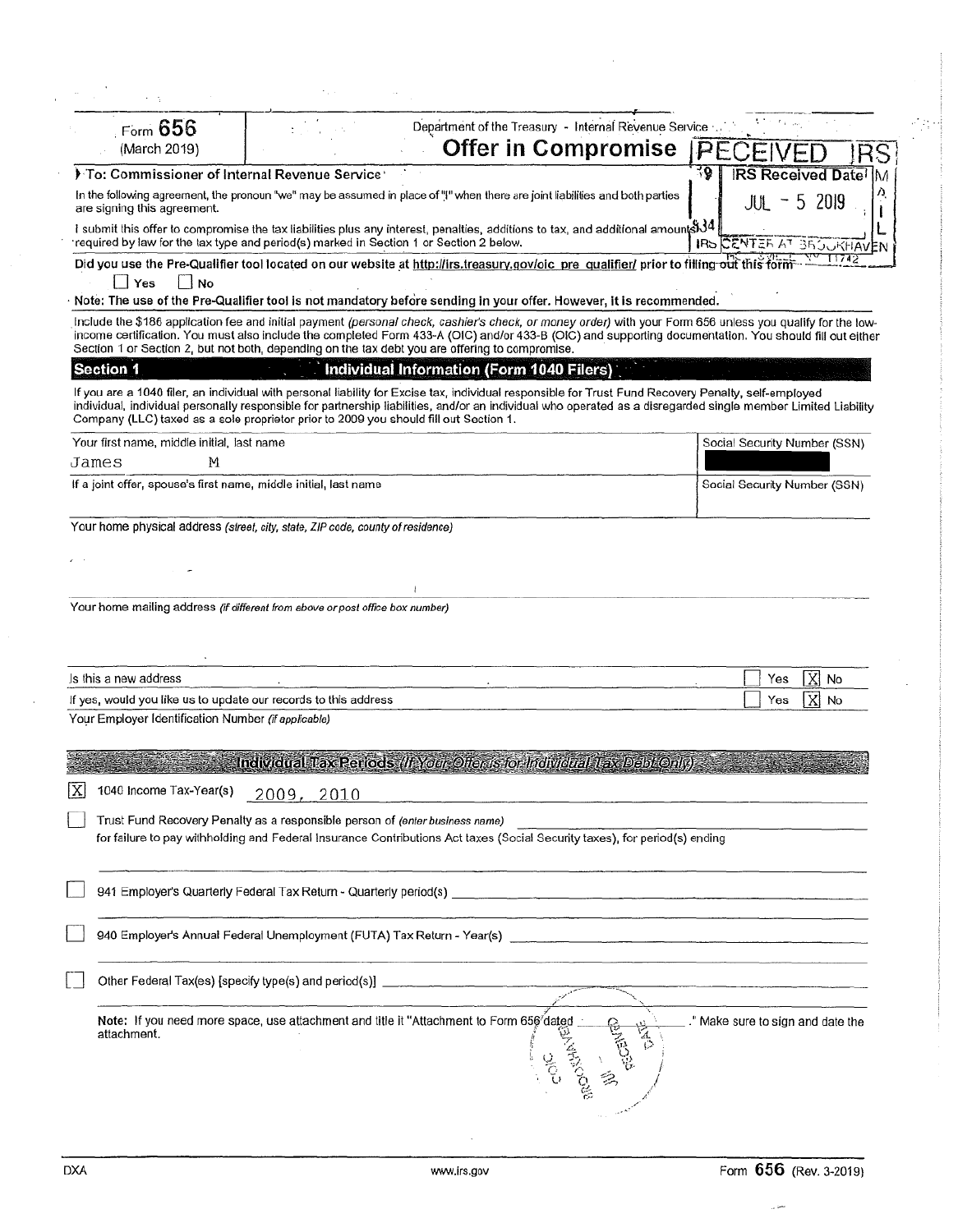Form **656**
(March 2019)

Department of the Treasury - Internal Revenue Service

# Offer in Compromise

RECEIVED IRS
IRS Received Date
JUL - 5 2019
IRS CENTER AT BROOKHAVEN

**To: Commissioner of Internal Revenue Service**

In the following agreement, the pronoun "we" may be assumed in place of "I" when there are joint liabilities and both parties are signing this agreement.

I submit this offer to compromise the tax liabilities plus any interest, penalties, additions to tax, and additional amounts required by law for the tax type and period(s) marked in Section 1 or Section 2 below.

**Did you use the Pre-Qualifier tool located on our website at http://irs.treasury.gov/oic_pre_qualifier/ prior to filing out this form**

☐ Yes ☐ No

**Note: The use of the Pre-Qualifier tool is not mandatory before sending in your offer. However, it is recommended.**

Include the $186 application fee and initial payment *(personal check, cashier's check, or money order)* with your Form 656 unless you qualify for the low-income certification. You must also include the completed Form 433-A (OIC) and/or 433-B (OIC) and supporting documentation. You should fill out either Section 1 or Section 2, but not both, depending on the tax debt you are offering to compromise.

## Section 1 — Individual Information (Form 1040 Filers)

If you are a 1040 filer, an individual with personal liability for Excise tax, individual responsible for Trust Fund Recovery Penalty, self-employed individual, individual personally responsible for partnership liabilities, and/or an individual who operated as a disregarded single member Limited Liability Company (LLC) taxed as a sole proprietor prior to 2009 you should fill out Section 1.

| Your first name, middle initial, last name | Social Security Number (SSN) |
|---|---|
| James M | [redacted] |
| If a joint offer, spouse's first name, middle initial, last name | Social Security Number (SSN) |
| | |

Your home physical address *(street, city, state, ZIP code, county of residence)*

Your home mailing address *(if different from above or post office box number)*

Is this a new address ☐ Yes ☒ No

If yes, would you like us to update our records to this address ☐ Yes ☒ No

Your Employer Identification Number *(if applicable)*

### Individual Tax Periods *(If Your Offer is for Individual Tax Debt Only)*

☒ 1040 Income Tax-Year(s) 2009, 2010

☐ Trust Fund Recovery Penalty as a responsible person of *(enter business name)* ______
for failure to pay withholding and Federal Insurance Contributions Act taxes (Social Security taxes), for period(s) ending

☐ 941 Employer's Quarterly Federal Tax Return - Quarterly period(s) ______

☐ 940 Employer's Annual Federal Unemployment (FUTA) Tax Return - Year(s) ______

☐ Other Federal Tax(es) [specify type(s) and period(s)] ______

**Note:** If you need more space, use attachment and title it "Attachment to Form 656 dated ______." Make sure to sign and date the attachment.

DXA — www.irs.gov — Form **656** (Rev. 3-2019)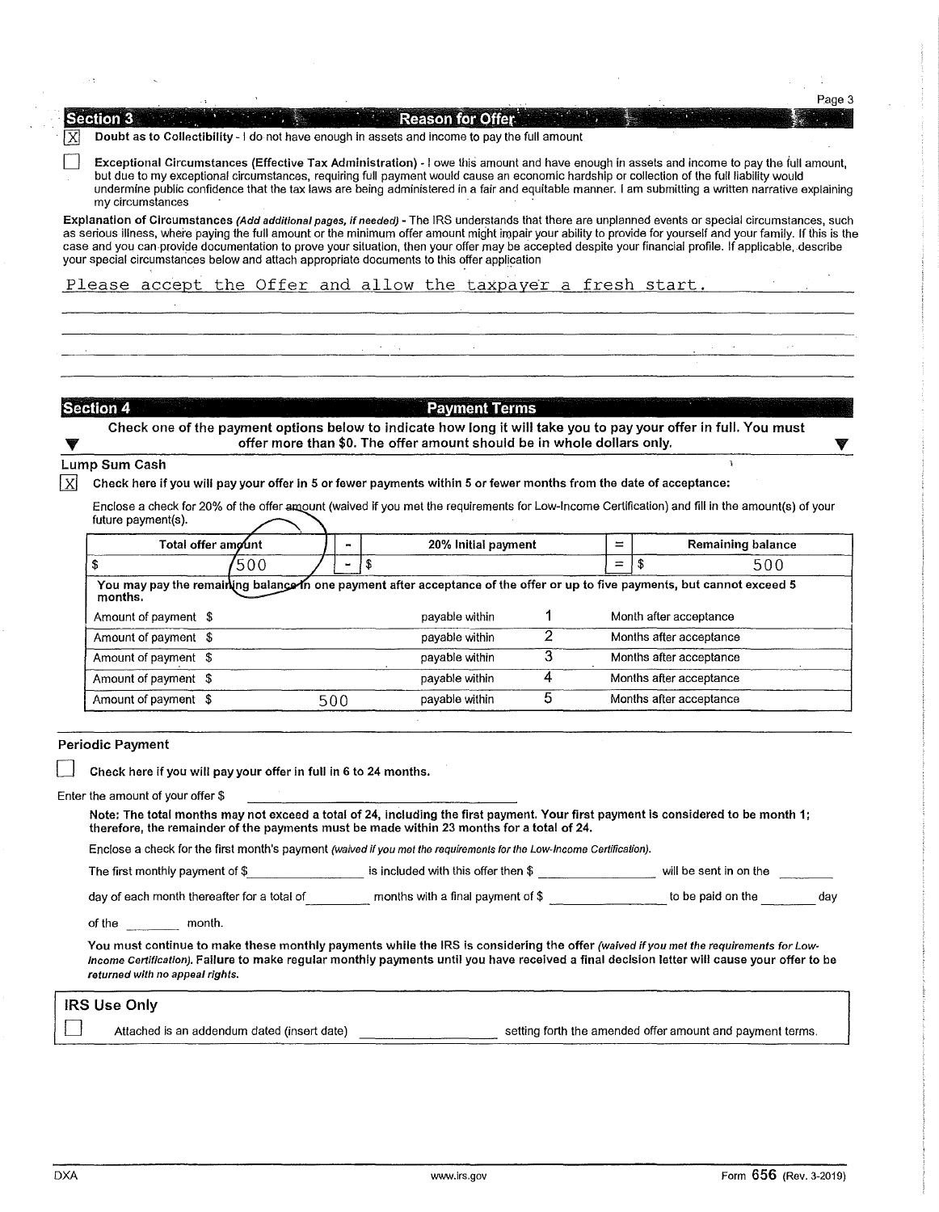## Section 3 — Reason for Offer

[X] **Doubt as to Collectibility** - I do not have enough in assets and income to pay the full amount

[ ] **Exceptional Circumstances (Effective Tax Administration)** - I owe this amount and have enough in assets and income to pay the full amount, but due to my exceptional circumstances, requiring full payment would cause an economic hardship or collection of the full liability would undermine public confidence that the tax laws are being administered in a fair and equitable manner. I am submitting a written narrative explaining my circumstances

**Explanation of Circumstances** *(Add additional pages, if needed)* - The IRS understands that there are unplanned events or special circumstances, such as serious illness, where paying the full amount or the minimum offer amount might impair your ability to provide for yourself and your family. If this is the case and you can provide documentation to prove your situation, then your offer may be accepted despite your financial profile. If applicable, describe your special circumstances below and attach appropriate documents to this offer application

Please accept the Offer and allow the taxpayer a fresh start.

## Section 4 — Payment Terms

**Check one of the payment options below to indicate how long it will take you to pay your offer in full. You must offer more than $0. The offer amount should be in whole dollars only.**

### Lump Sum Cash

[X] **Check here if you will pay your offer in 5 or fewer payments within 5 or fewer months from the date of acceptance:**

Enclose a check for 20% of the offer amount (waived if you met the requirements for Low-Income Certification) and fill in the amount(s) of your future payment(s).

| Total offer amount | - | 20% Initial payment | = | Remaining balance |
|---|---|---|---|---|
| $ 500 | - | $ | = | $ 500 |

**You may pay the remaining balance in one payment after acceptance of the offer or up to five payments, but cannot exceed 5 months.**

| Amount of payment | | | |
|---|---|---|---|
| Amount of payment $ | payable within | 1 | Month after acceptance |
| Amount of payment $ | payable within | 2 | Months after acceptance |
| Amount of payment $ | payable within | 3 | Months after acceptance |
| Amount of payment $ | payable within | 4 | Months after acceptance |
| Amount of payment $ 500 | payable within | 5 | Months after acceptance |

### Periodic Payment

[ ] **Check here if you will pay your offer in full in 6 to 24 months.**

Enter the amount of your offer $ ______

**Note: The total months may not exceed a total of 24, including the first payment. Your first payment is considered to be month 1; therefore, the remainder of the payments must be made within 23 months for a total of 24.**

Enclose a check for the first month's payment *(waived if you met the requirements for the Low-Income Certification).*

The first monthly payment of $______ is included with this offer then $______ will be sent in on the ______ day of each month thereafter for a total of ______ months with a final payment of $______ to be paid on the ______ day of the ______ month.

**You must continue to make these monthly payments while the IRS is considering the offer** ***(waived if you met the requirements for Low-Income Certification).*** **Failure to make regular monthly payments until you have received a final decision letter will cause your offer to be returned with no appeal rights.**

### IRS Use Only

[ ] Attached is an addendum dated (insert date) ______ setting forth the amended offer amount and payment terms.